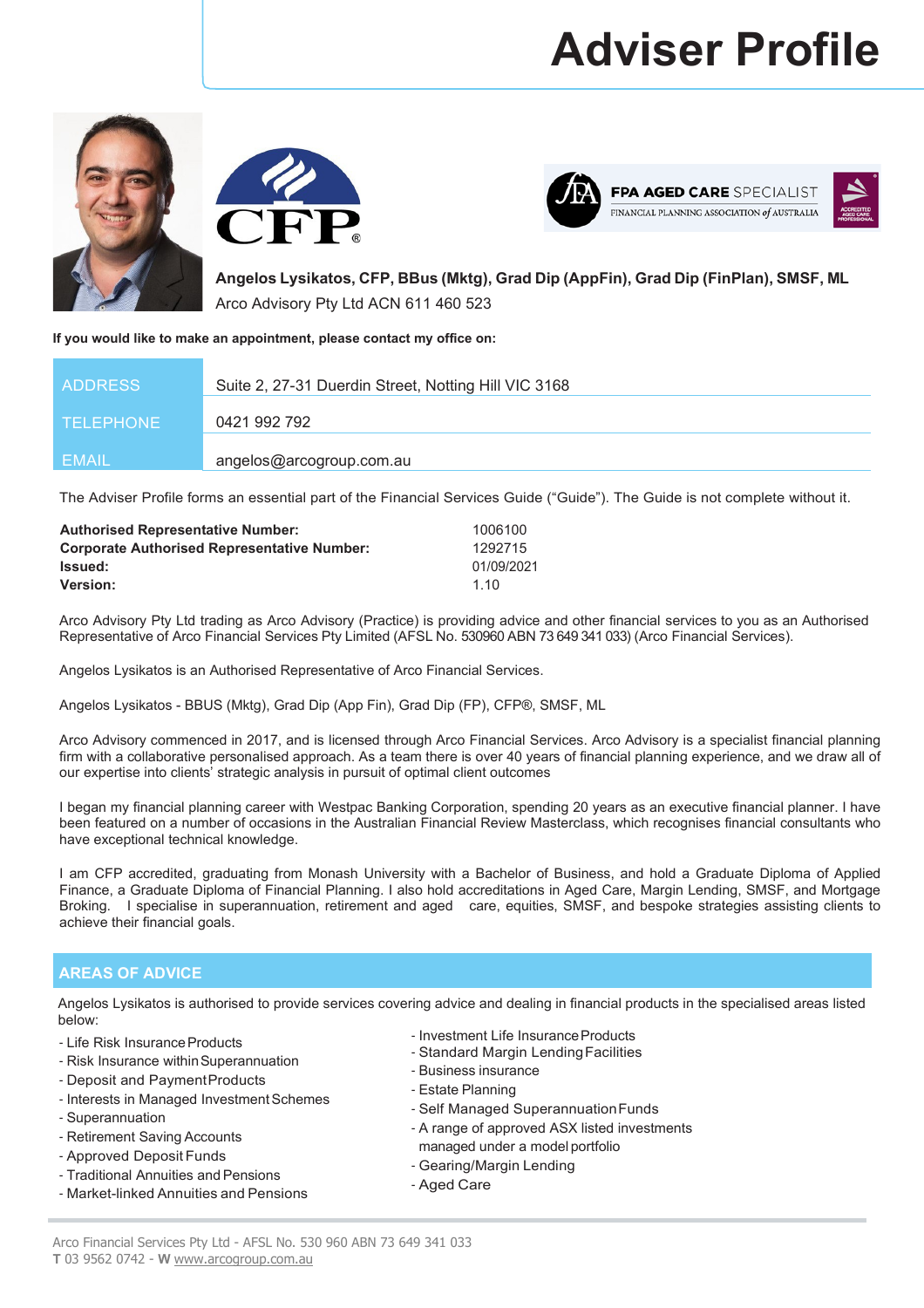# Adviser Profile

**Angelos Lysikatos, CFP, BBus (Mktg), Grad Dip (AppFin), Grad Dip (FinPlan), SMSF, ML**
Arco Advisory Pty Ltd ACN 611 460 523

**If you would like to make an appointment, please contact my office on:**

| | |
|---|---|
| ADDRESS | Suite 2, 27-31 Duerdin Street, Notting Hill VIC 3168 |
| TELEPHONE | 0421 992 792 |
| EMAIL | angelos@arcogroup.com.au |

The Adviser Profile forms an essential part of the Financial Services Guide ("Guide"). The Guide is not complete without it.

| | |
|---|---|
| **Authorised Representative Number:** | 1006100 |
| **Corporate Authorised Representative Number:** | 1292715 |
| **Issued:** | 01/09/2021 |
| **Version:** | 1.10 |

Arco Advisory Pty Ltd trading as Arco Advisory (Practice) is providing advice and other financial services to you as an Authorised Representative of Arco Financial Services Pty Limited (AFSL No. 530960 ABN 73 649 341 033) (Arco Financial Services).

Angelos Lysikatos is an Authorised Representative of Arco Financial Services.

Angelos Lysikatos - BBUS (Mktg), Grad Dip (App Fin), Grad Dip (FP), CFP®, SMSF, ML

Arco Advisory commenced in 2017, and is licensed through Arco Financial Services. Arco Advisory is a specialist financial planning firm with a collaborative personalised approach. As a team there is over 40 years of financial planning experience, and we draw all of our expertise into clients' strategic analysis in pursuit of optimal client outcomes

I began my financial planning career with Westpac Banking Corporation, spending 20 years as an executive financial planner. I have been featured on a number of occasions in the Australian Financial Review Masterclass, which recognises financial consultants who have exceptional technical knowledge.

I am CFP accredited, graduating from Monash University with a Bachelor of Business, and hold a Graduate Diploma of Applied Finance, a Graduate Diploma of Financial Planning. I also hold accreditations in Aged Care, Margin Lending, SMSF, and Mortgage Broking. I specialise in superannuation, retirement and aged care, equities, SMSF, and bespoke strategies assisting clients to achieve their financial goals.

## AREAS OF ADVICE

Angelos Lysikatos is authorised to provide services covering advice and dealing in financial products in the specialised areas listed below:

- Life Risk Insurance Products
- Risk Insurance within Superannuation
- Deposit and Payment Products
- Interests in Managed Investment Schemes
- Superannuation
- Retirement Saving Accounts
- Approved Deposit Funds
- Traditional Annuities and Pensions
- Market-linked Annuities and Pensions
- Investment Life Insurance Products
- Standard Margin Lending Facilities
- Business insurance
- Estate Planning
- Self Managed Superannuation Funds
- A range of approved ASX listed investments managed under a model portfolio
- Gearing/Margin Lending
- Aged Care

Arco Financial Services Pty Ltd - AFSL No. 530 960 ABN 73 649 341 033
**T** 03 9562 0742 - **W** www.arcogroup.com.au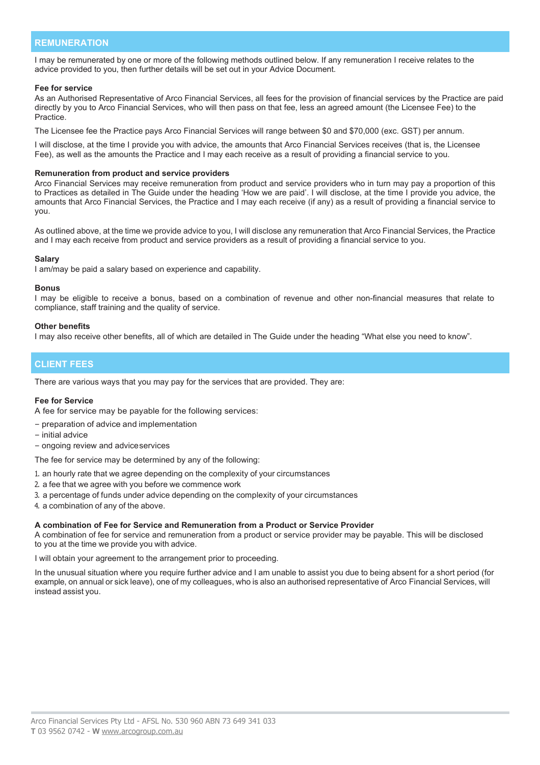## REMUNERATION

I may be remunerated by one or more of the following methods outlined below. If any remuneration I receive relates to the advice provided to you, then further details will be set out in your Advice Document.

**Fee for service**

As an Authorised Representative of Arco Financial Services, all fees for the provision of financial services by the Practice are paid directly by you to Arco Financial Services, who will then pass on that fee, less an agreed amount (the Licensee Fee) to the Practice.

The Licensee fee the Practice pays Arco Financial Services will range between $0 and $70,000 (exc. GST) per annum.

I will disclose, at the time I provide you with advice, the amounts that Arco Financial Services receives (that is, the Licensee Fee), as well as the amounts the Practice and I may each receive as a result of providing a financial service to you.

**Remuneration from product and service providers**

Arco Financial Services may receive remuneration from product and service providers who in turn may pay a proportion of this to Practices as detailed in The Guide under the heading 'How we are paid'. I will disclose, at the time I provide you advice, the amounts that Arco Financial Services, the Practice and I may each receive (if any) as a result of providing a financial service to you.

As outlined above, at the time we provide advice to you, I will disclose any remuneration that Arco Financial Services, the Practice and I may each receive from product and service providers as a result of providing a financial service to you.

**Salary**

I am/may be paid a salary based on experience and capability.

**Bonus**

I may be eligible to receive a bonus, based on a combination of revenue and other non-financial measures that relate to compliance, staff training and the quality of service.

**Other benefits**

I may also receive other benefits, all of which are detailed in The Guide under the heading "What else you need to know".

## CLIENT FEES

There are various ways that you may pay for the services that are provided. They are:

**Fee for Service**

A fee for service may be payable for the following services:

- preparation of advice and implementation
- initial advice
- ongoing review and adviceservices

The fee for service may be determined by any of the following:

1. an hourly rate that we agree depending on the complexity of your circumstances
2. a fee that we agree with you before we commence work
3. a percentage of funds under advice depending on the complexity of your circumstances
4. a combination of any of the above.

**A combination of Fee for Service and Remuneration from a Product or Service Provider**

A combination of fee for service and remuneration from a product or service provider may be payable. This will be disclosed to you at the time we provide you with advice.

I will obtain your agreement to the arrangement prior to proceeding.

In the unusual situation where you require further advice and I am unable to assist you due to being absent for a short period (for example, on annual or sick leave), one of my colleagues, who is also an authorised representative of Arco Financial Services, will instead assist you.

Arco Financial Services Pty Ltd - AFSL No. 530 960 ABN 73 649 341 033
**T** 03 9562 0742 - **W** www.arcogroup.com.au